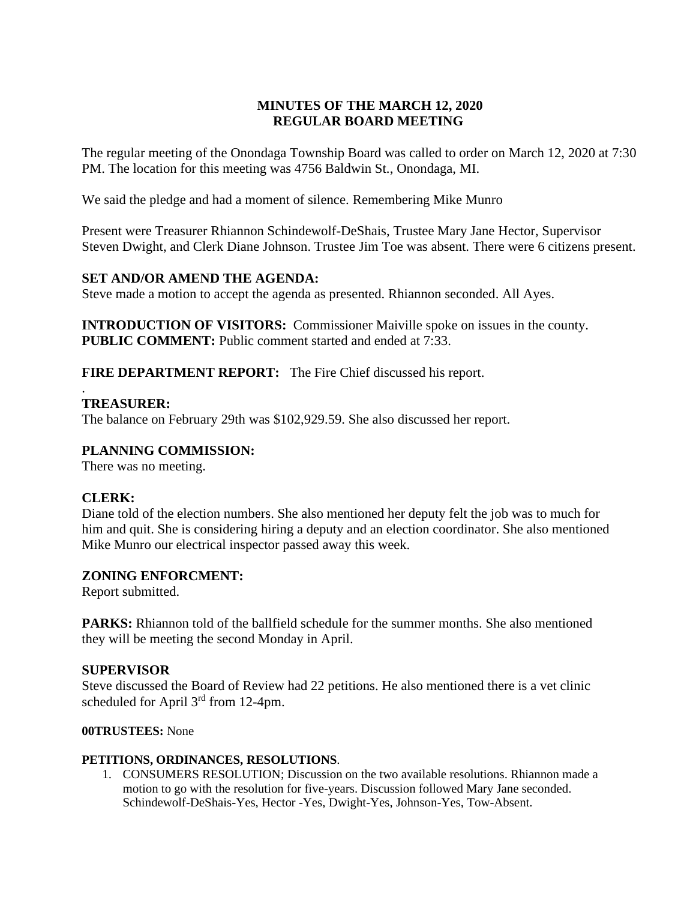**MINUTES OF THE MARCH 12, 2020**
**REGULAR BOARD MEETING**

The regular meeting of the Onondaga Township Board was called to order on March 12, 2020 at 7:30 PM. The location for this meeting was 4756 Baldwin St., Onondaga, MI.

We said the pledge and had a moment of silence. Remembering Mike Munro

Present were Treasurer Rhiannon Schindewolf-DeShais, Trustee Mary Jane Hector, Supervisor Steven Dwight, and Clerk Diane Johnson. Trustee Jim Toe was absent. There were 6 citizens present.

**SET AND/OR AMEND THE AGENDA:**
Steve made a motion to accept the agenda as presented. Rhiannon seconded. All Ayes.

**INTRODUCTION OF VISITORS:** Commissioner Maiville spoke on issues in the county.
**PUBLIC COMMENT:** Public comment started and ended at 7:33.

**FIRE DEPARTMENT REPORT:** The Fire Chief discussed his report.

.
**TREASURER:**
The balance on February 29th was $102,929.59. She also discussed her report.

**PLANNING COMMISSION:**
There was no meeting.

**CLERK:**
Diane told of the election numbers. She also mentioned her deputy felt the job was to much for him and quit. She is considering hiring a deputy and an election coordinator. She also mentioned Mike Munro our electrical inspector passed away this week.

**ZONING ENFORCMENT:**
Report submitted.

**PARKS:** Rhiannon told of the ballfield schedule for the summer months. She also mentioned they will be meeting the second Monday in April.

**SUPERVISOR**
Steve discussed the Board of Review had 22 petitions. He also mentioned there is a vet clinic scheduled for April 3rd from 12-4pm.

**00TRUSTEES:** None

**PETITIONS, ORDINANCES, RESOLUTIONS**.

1. CONSUMERS RESOLUTION; Discussion on the two available resolutions. Rhiannon made a motion to go with the resolution for five-years. Discussion followed Mary Jane seconded. Schindewolf-DeShais-Yes, Hector -Yes, Dwight-Yes, Johnson-Yes, Tow-Absent.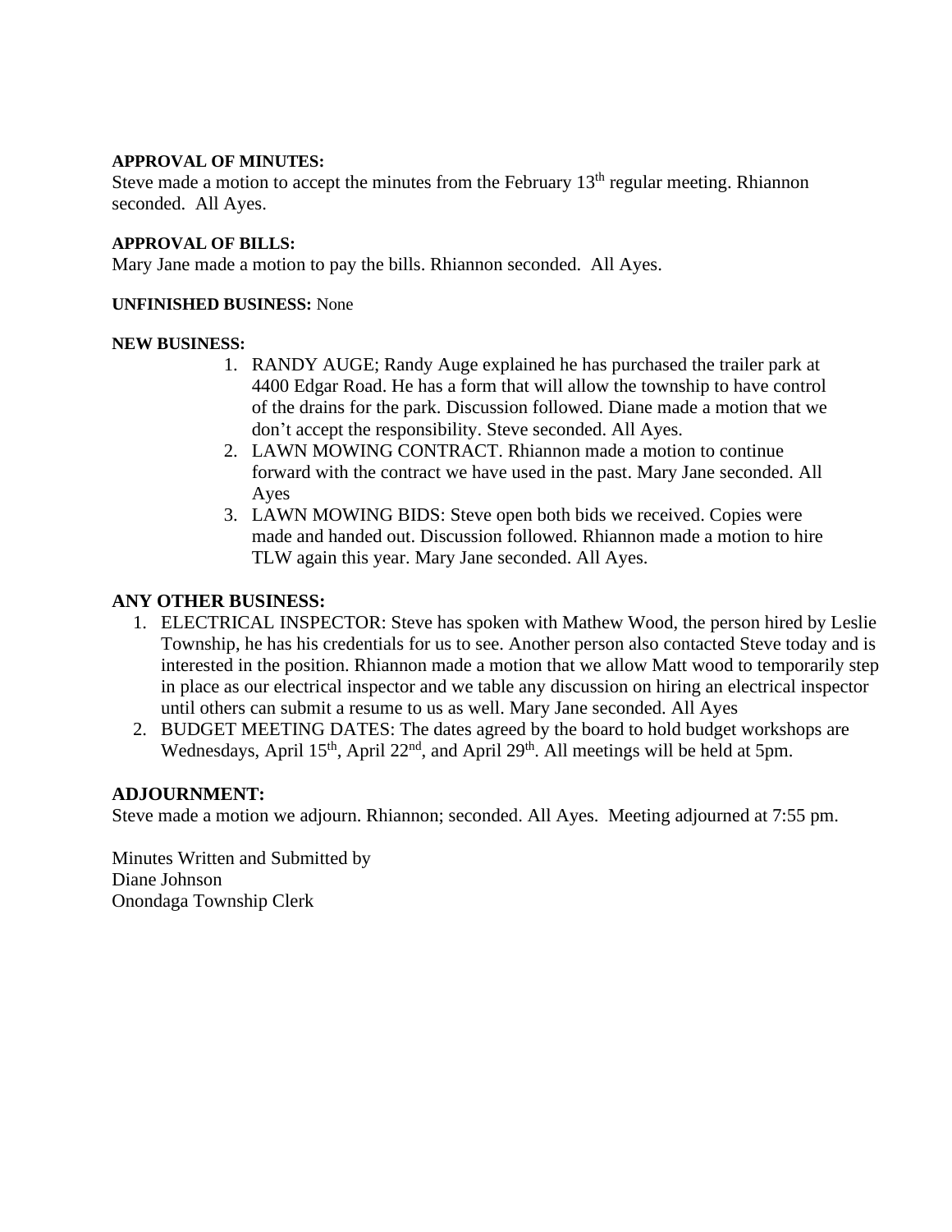**APPROVAL OF MINUTES:**
Steve made a motion to accept the minutes from the February 13th regular meeting. Rhiannon seconded. All Ayes.

**APPROVAL OF BILLS:**
Mary Jane made a motion to pay the bills. Rhiannon seconded. All Ayes.

**UNFINISHED BUSINESS:** None

**NEW BUSINESS:**

1. RANDY AUGE; Randy Auge explained he has purchased the trailer park at 4400 Edgar Road. He has a form that will allow the township to have control of the drains for the park. Discussion followed. Diane made a motion that we don't accept the responsibility. Steve seconded. All Ayes.
2. LAWN MOWING CONTRACT. Rhiannon made a motion to continue forward with the contract we have used in the past. Mary Jane seconded. All Ayes
3. LAWN MOWING BIDS: Steve open both bids we received. Copies were made and handed out. Discussion followed. Rhiannon made a motion to hire TLW again this year. Mary Jane seconded. All Ayes.

**ANY OTHER BUSINESS:**

1. ELECTRICAL INSPECTOR: Steve has spoken with Mathew Wood, the person hired by Leslie Township, he has his credentials for us to see. Another person also contacted Steve today and is interested in the position. Rhiannon made a motion that we allow Matt wood to temporarily step in place as our electrical inspector and we table any discussion on hiring an electrical inspector until others can submit a resume to us as well. Mary Jane seconded. All Ayes
2. BUDGET MEETING DATES: The dates agreed by the board to hold budget workshops are Wednesdays, April 15th, April 22nd, and April 29th. All meetings will be held at 5pm.

**ADJOURNMENT:**
Steve made a motion we adjourn. Rhiannon; seconded. All Ayes. Meeting adjourned at 7:55 pm.

Minutes Written and Submitted by
Diane Johnson
Onondaga Township Clerk